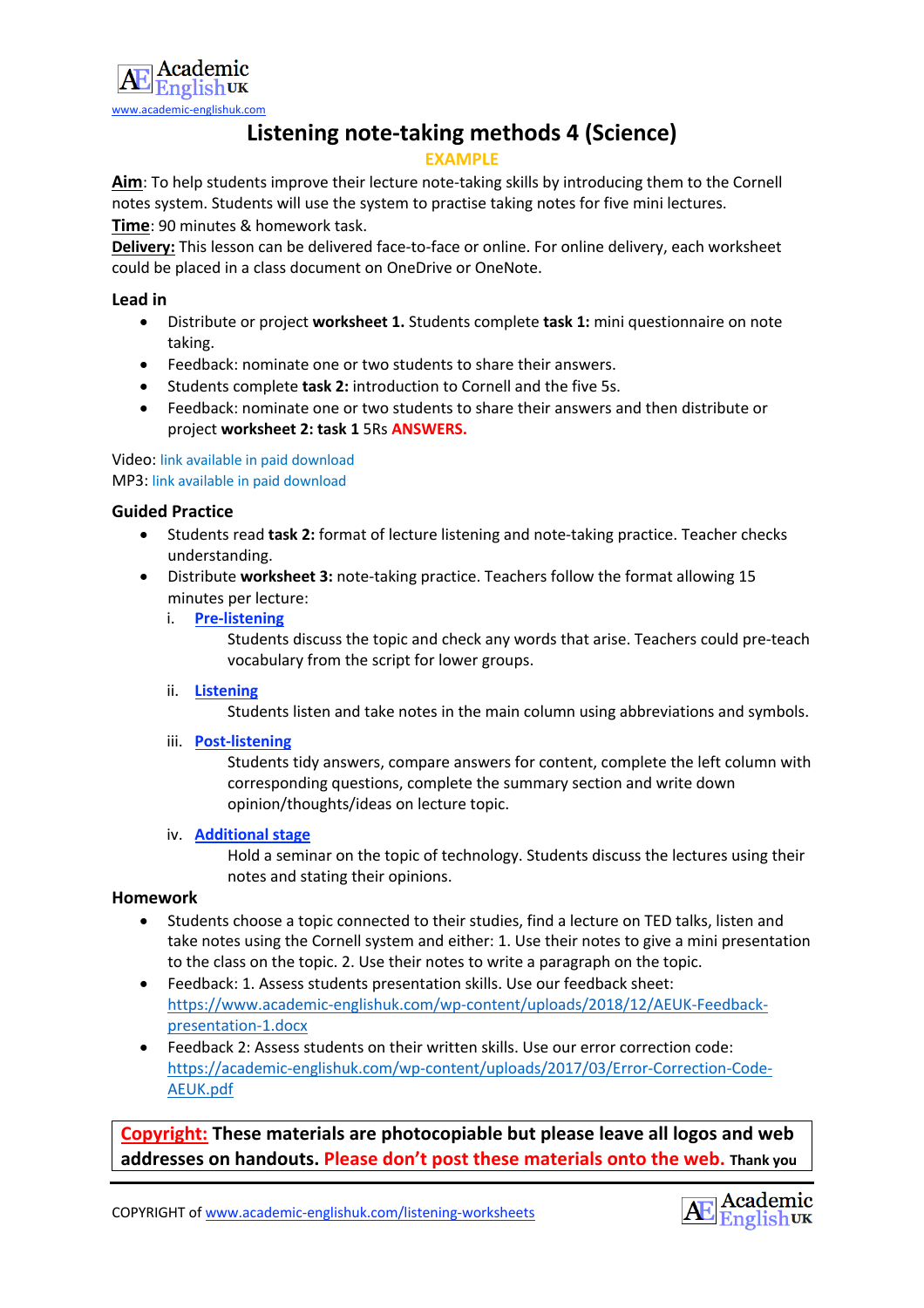Academic English UK
www.academic-englishuk.com

# Listening note-taking methods 4 (Science)

EXAMPLE

**Aim**: To help students improve their lecture note-taking skills by introducing them to the Cornell notes system. Students will use the system to practise taking notes for five mini lectures.
**Time**: 90 minutes & homework task.
**Delivery:** This lesson can be delivered face-to-face or online. For online delivery, each worksheet could be placed in a class document on OneDrive or OneNote.

## Lead in

- Distribute or project **worksheet 1.** Students complete **task 1:** mini questionnaire on note taking.
- Feedback: nominate one or two students to share their answers.
- Students complete **task 2:** introduction to Cornell and the five 5s.
- Feedback: nominate one or two students to share their answers and then distribute or project **worksheet 2: task 1** 5Rs **ANSWERS.**

Video: link available in paid download
MP3: link available in paid download

## Guided Practice

- Students read **task 2:** format of lecture listening and note-taking practice. Teacher checks understanding.
- Distribute **worksheet 3:** note-taking practice. Teachers follow the format allowing 15 minutes per lecture:
  i. **Pre-listening**
     Students discuss the topic and check any words that arise. Teachers could pre-teach vocabulary from the script for lower groups.
  ii. **Listening**
     Students listen and take notes in the main column using abbreviations and symbols.
  iii. **Post-listening**
     Students tidy answers, compare answers for content, complete the left column with corresponding questions, complete the summary section and write down opinion/thoughts/ideas on lecture topic.
  iv. **Additional stage**
     Hold a seminar on the topic of technology. Students discuss the lectures using their notes and stating their opinions.

## Homework

- Students choose a topic connected to their studies, find a lecture on TED talks, listen and take notes using the Cornell system and either: 1. Use their notes to give a mini presentation to the class on the topic. 2. Use their notes to write a paragraph on the topic.
- Feedback: 1. Assess students presentation skills. Use our feedback sheet: https://www.academic-englishuk.com/wp-content/uploads/2018/12/AEUK-Feedback-presentation-1.docx
- Feedback 2: Assess students on their written skills. Use our error correction code: https://academic-englishuk.com/wp-content/uploads/2017/03/Error-Correction-Code-AEUK.pdf

**Copyright: These materials are photocopiable but please leave all logos and web addresses on handouts. Please don't post these materials onto the web.** Thank you

COPYRIGHT of www.academic-englishuk.com/listening-worksheets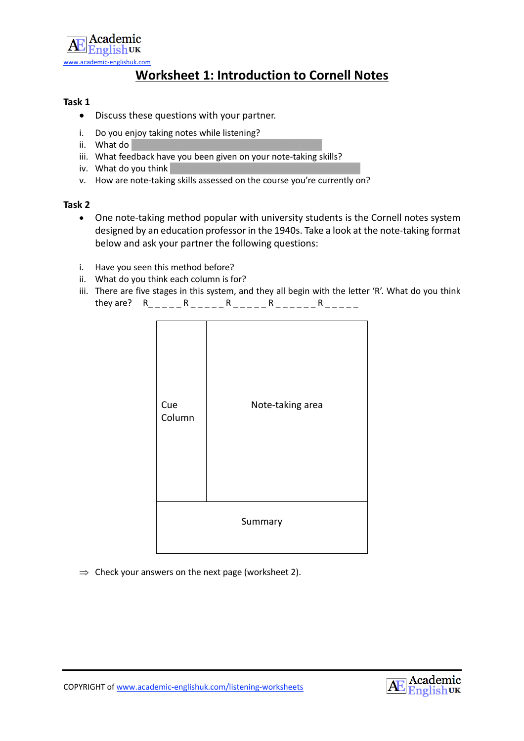www.academic-englishuk.com

# Worksheet 1: Introduction to Cornell Notes

**Task 1**

- Discuss these questions with your partner.

i. Do you enjoy taking notes while listening?
ii. What do
iii. What feedback have you been given on your note-taking skills?
iv. What do you think
v. How are note-taking skills assessed on the course you're currently on?

**Task 2**

- One note-taking method popular with university students is the Cornell notes system designed by an education professor in the 1940s. Take a look at the note-taking format below and ask your partner the following questions:

i. Have you seen this method before?
ii. What do you think each column is for?
iii. There are five stages in this system, and they all begin with the letter 'R'. What do you think they are? R_ _ _ _ _ R _ _ _ _ _ R _ _ _ _ _ R _ _ _ _ _ _ R _ _ _ _ _

| Cue Column | Note-taking area |
|---|---|
| Summary | |

⇒ Check your answers on the next page (worksheet 2).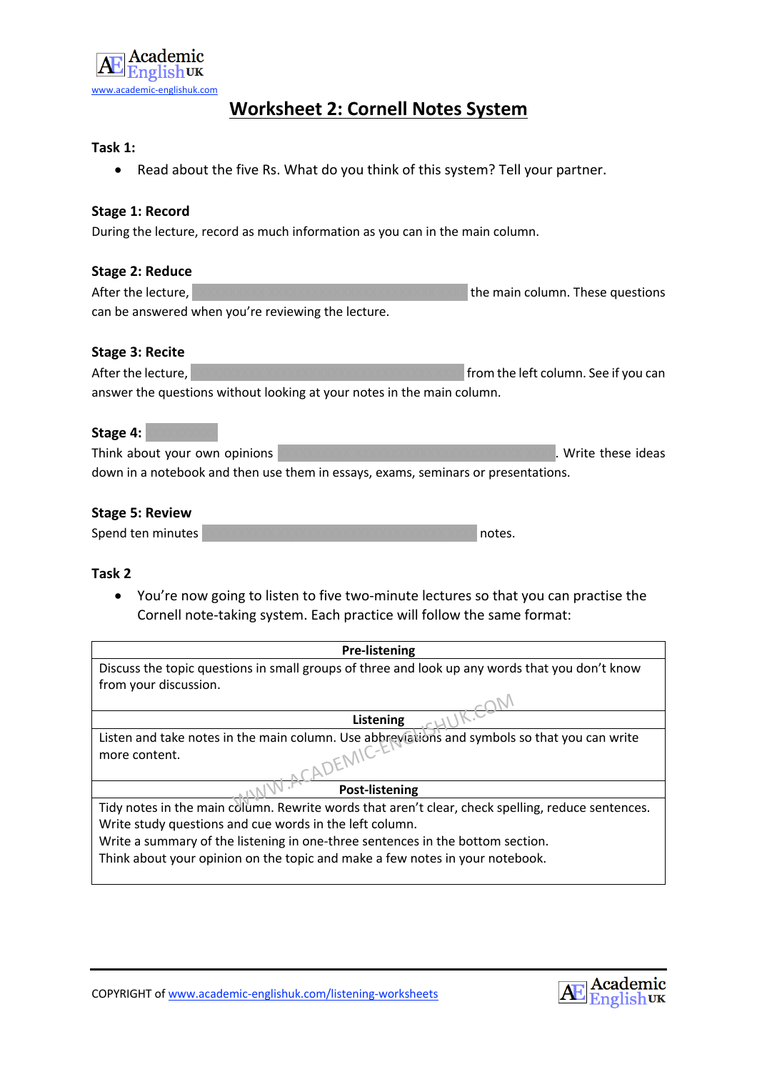Academic English UK
www.academic-englishuk.com

# Worksheet 2: Cornell Notes System

**Task 1:**

- Read about the five Rs. What do you think of this system? Tell your partner.

**Stage 1: Record**

During the lecture, record as much information as you can in the main column.

**Stage 2: Reduce**

After the lecture, ______________________________ the main column. These questions can be answered when you're reviewing the lecture.

**Stage 3: Recite**

After the lecture, ______________________________ from the left column. See if you can answer the questions without looking at your notes in the main column.

**Stage 4:** ________

Think about your own opinions ______________________________. Write these ideas down in a notebook and then use them in essays, exams, seminars or presentations.

**Stage 5: Review**

Spend ten minutes ______________________________ notes.

**Task 2**

- You're now going to listen to five two-minute lectures so that you can practise the Cornell note-taking system. Each practice will follow the same format:

| **Pre-listening** |
|---|
| Discuss the topic questions in small groups of three and look up any words that you don't know from your discussion. |
| **Listening** |
| Listen and take notes in the main column. Use abbreviations and symbols so that you can write more content. |
| **Post-listening** |
| Tidy notes in the main column. Rewrite words that aren't clear, check spelling, reduce sentences.<br>Write study questions and cue words in the left column.<br>Write a summary of the listening in one-three sentences in the bottom section.<br>Think about your opinion on the topic and make a few notes in your notebook. |

COPYRIGHT of www.academic-englishuk.com/listening-worksheets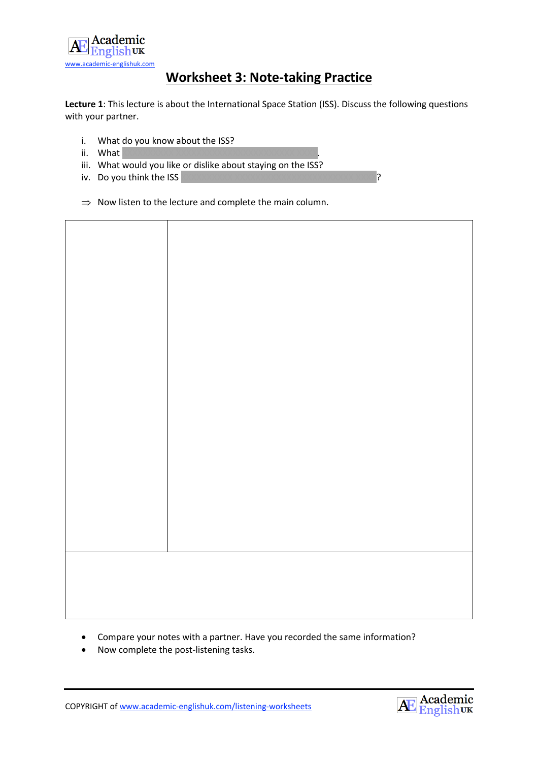# Worksheet 3: Note-taking Practice

**Lecture 1**: This lecture is about the International Space Station (ISS). Discuss the following questions with your partner.

i. What do you know about the ISS?
ii. What .
iii. What would you like or dislike about staying on the ISS?
iv. Do you think the ISS ?

⇒ Now listen to the lecture and complete the main column.

| | |
|---|---|
| | |
| | |

- Compare your notes with a partner. Have you recorded the same information?
- Now complete the post-listening tasks.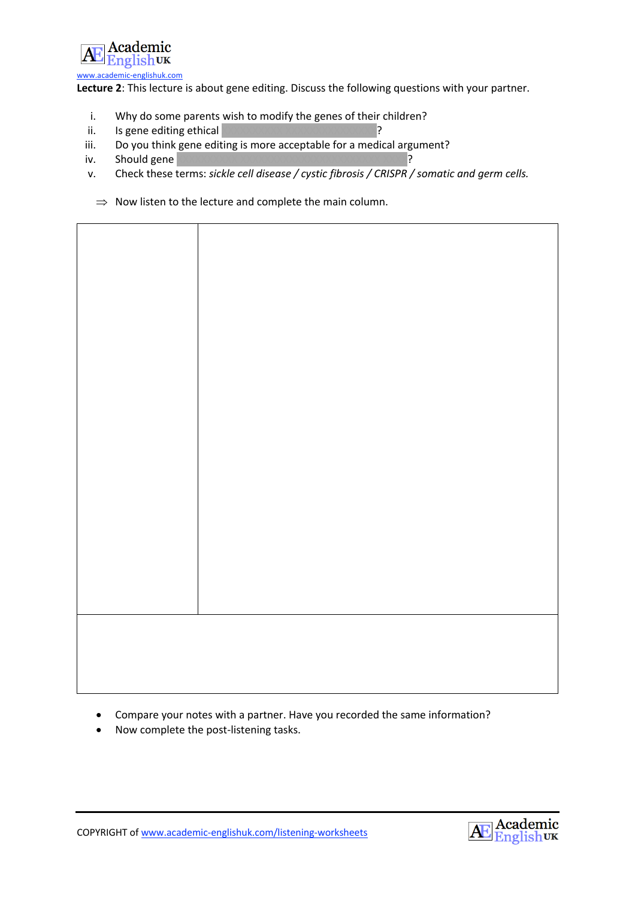**Lecture 2**: This lecture is about gene editing. Discuss the following questions with your partner.

i. Why do some parents wish to modify the genes of their children?
ii. Is gene editing ethical ?
iii. Do you think gene editing is more acceptable for a medical argument?
iv. Should gene ?
v. Check these terms: *sickle cell disease / cystic fibrosis / CRISPR / somatic and germ cells.*

⇒ Now listen to the lecture and complete the main column.

| | |
|---|---|
| | |
| | |

- Compare your notes with a partner. Have you recorded the same information?
- Now complete the post-listening tasks.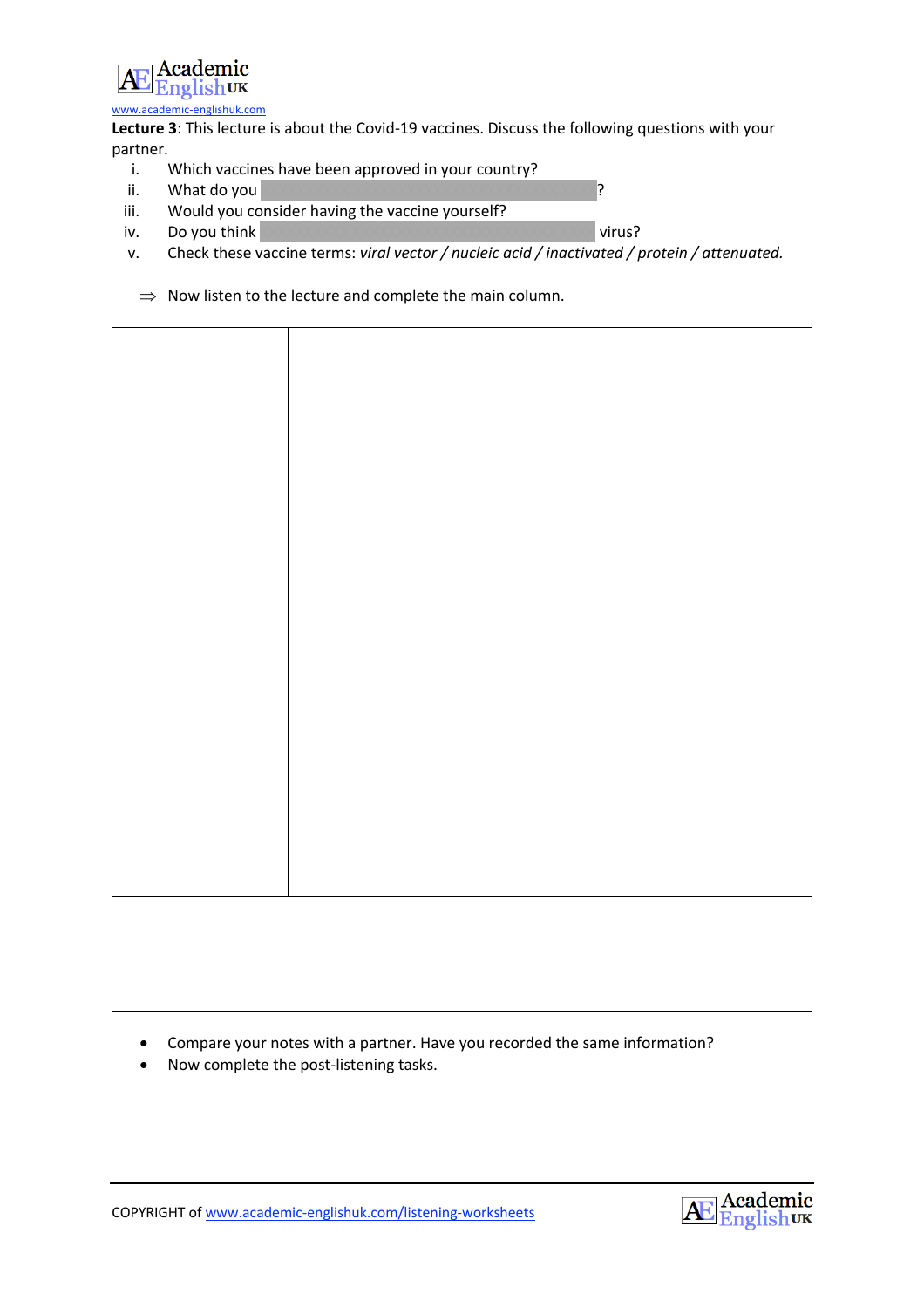www.academic-englishuk.com

**Lecture 3**: This lecture is about the Covid-19 vaccines. Discuss the following questions with your partner.

i. Which vaccines have been approved in your country?
ii. What do you ?
iii. Would you consider having the vaccine yourself?
iv. Do you think virus?
v. Check these vaccine terms: *viral vector / nucleic acid / inactivated / protein / attenuated.*

⇒ Now listen to the lecture and complete the main column.

| | |
|---|---|
| | |
| | |

- Compare your notes with a partner. Have you recorded the same information?
- Now complete the post-listening tasks.

COPYRIGHT of www.academic-englishuk.com/listening-worksheets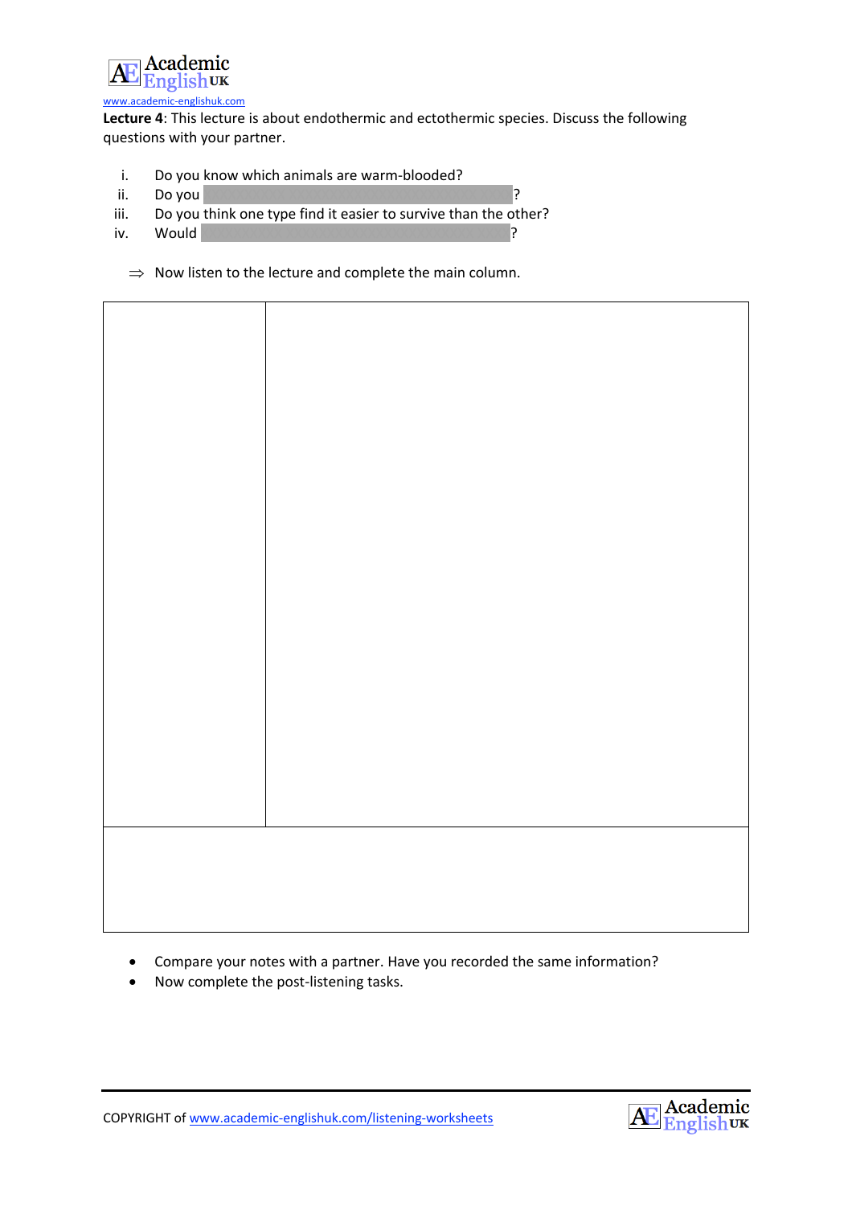www.academic-englishuk.com

**Lecture 4**: This lecture is about endothermic and ectothermic species. Discuss the following questions with your partner.

i. Do you know which animals are warm-blooded?
ii. Do you _______________________________________?
iii. Do you think one type find it easier to survive than the other?
iv. Would _______________________________________?

⇒ Now listen to the lecture and complete the main column.

| | |
|---|---|
| | |
| | |

- Compare your notes with a partner. Have you recorded the same information?
- Now complete the post-listening tasks.

COPYRIGHT of www.academic-englishuk.com/listening-worksheets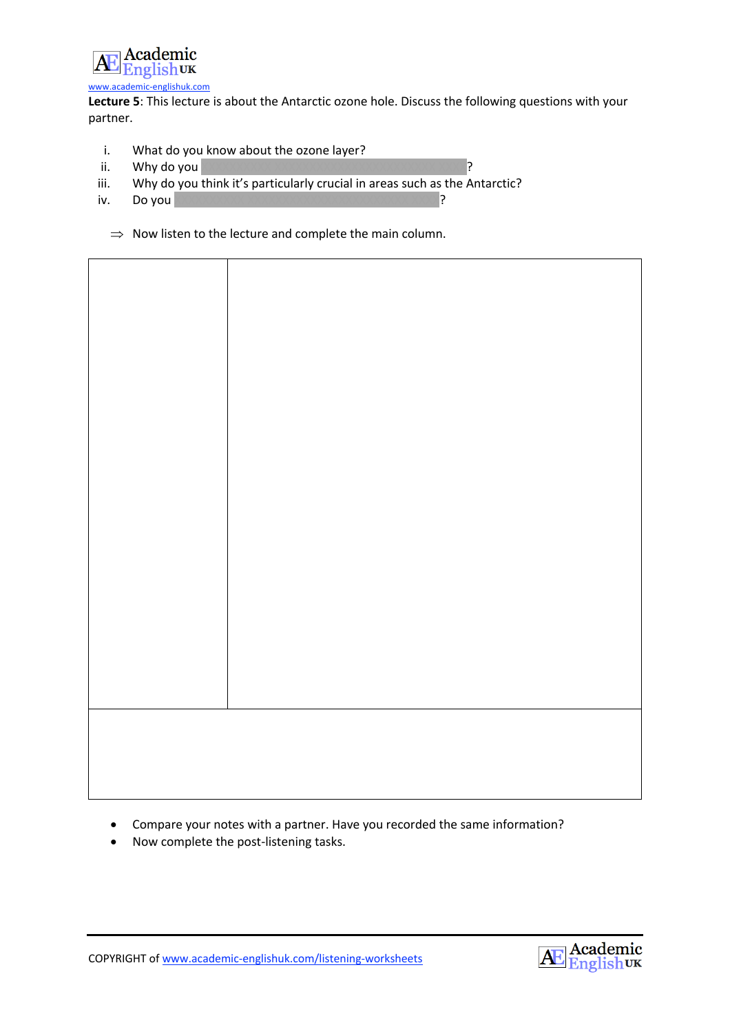www.academic-englishuk.com

**Lecture 5**: This lecture is about the Antarctic ozone hole. Discuss the following questions with your partner.

i. What do you know about the ozone layer?
ii. Why do you ?
iii. Why do you think it's particularly crucial in areas such as the Antarctic?
iv. Do you ?

⇒ Now listen to the lecture and complete the main column.

| | |
|---|---|
| | |
| | |

- Compare your notes with a partner. Have you recorded the same information?
- Now complete the post-listening tasks.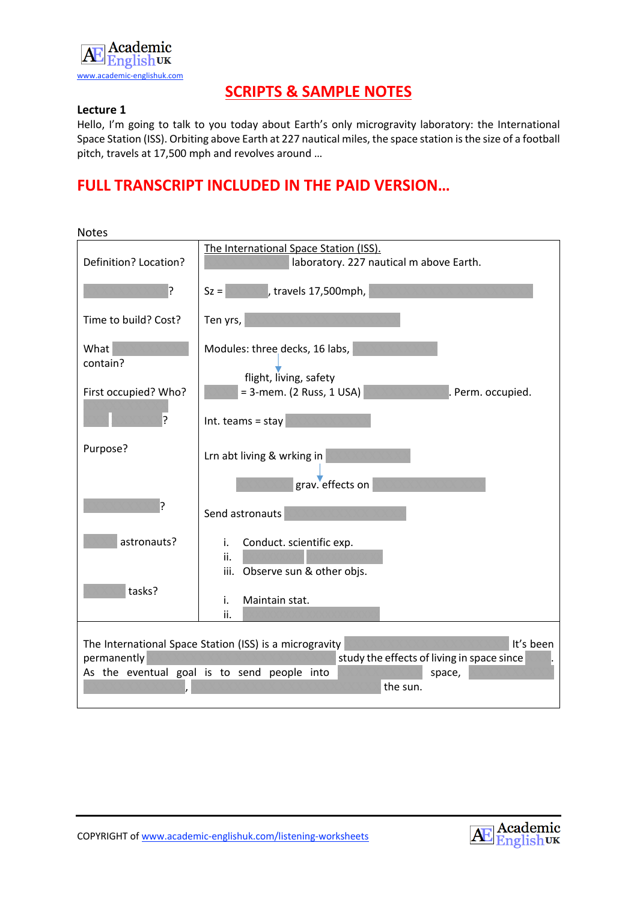# SCRIPTS & SAMPLE NOTES

**Lecture 1**

Hello, I'm going to talk to you today about Earth's only microgravity laboratory: the International Space Station (ISS). Orbiting above Earth at 227 nautical miles, the space station is the size of a football pitch, travels at 17,500 mph and revolves around …

## FULL TRANSCRIPT INCLUDED IN THE PAID VERSION…

Notes

| | |
|---|---|
| Definition? Location? | The International Space Station (ISS). ______ laboratory. 227 nautical m above Earth. |
| ______? | Sz = ______, travels 17,500mph, ______ |
| Time to build? Cost? | Ten yrs, ______ |
| What ______ contain? | Modules: three decks, 16 labs, ______ → flight, living, safety |
| First occupied? Who? | ______ = 3-mem. (2 Russ, 1 USA) ______. Perm. occupied. |
| ______ ______? | Int. teams = stay ______ |
| Purpose? | Lrn abt living & wrking in ______ → ______ grav. effects on ______ |
| ______? | Send astronauts ______ |
| ______ astronauts? | i. Conduct. scientific exp.<br>ii. ______ ______<br>iii. Observe sun & other objs. |
| ______ tasks? | i. Maintain stat.<br>ii. ______ |

The International Space Station (ISS) is a microgravity ______ It's been permanently ______ study the effects of living in space since ______. As the eventual goal is to send people into ______ space, ______, ______ the sun.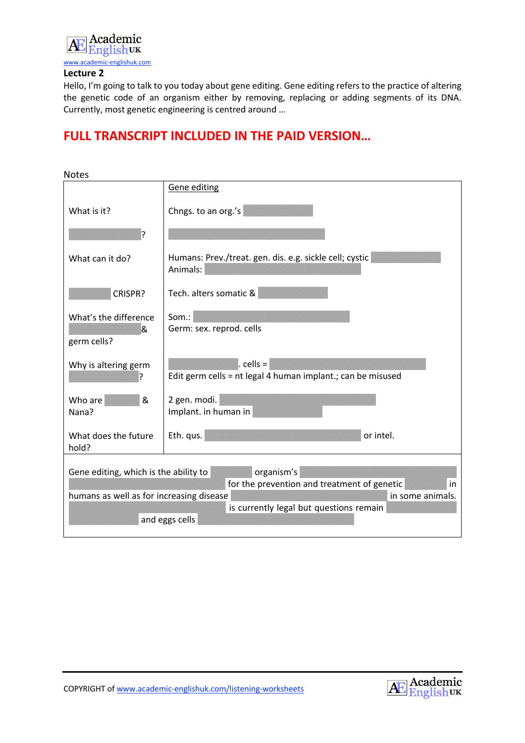**Lecture 2**

Hello, I'm going to talk to you today about gene editing. Gene editing refers to the practice of altering the genetic code of an organism either by removing, replacing or adding segments of its DNA. Currently, most genetic engineering is centred around …

## FULL TRANSCRIPT INCLUDED IN THE PAID VERSION…

Notes

| | Gene editing |
|---|---|
| What is it? | Chngs. to an org.'s ______ |
| ______? | ______ |
| What can it do? | Humans: Prev./treat. gen. dis. e.g. sickle cell; cystic ______<br>Animals: ______ |
| ______ CRISPR? | Tech. alters somatic & ______ |
| What's the difference ______ & germ cells? | Som.: ______<br>Germ: sex. reprod. cells |
| Why is altering germ ______? | ______. cells = ______<br>Edit germ cells = nt legal 4 human implant.; can be misused |
| Who are ______ & Nana? | 2 gen. modi. ______<br>Implant. in human in ______ |
| What does the future hold? | Eth. qus. ______ or intel. |

Gene editing, which is the ability to ______ organism's ______ ______ for the prevention and treatment of genetic ______ in humans as well as for increasing disease ______ in some animals. ______ is currently legal but questions remain ______ ______ and eggs cells ______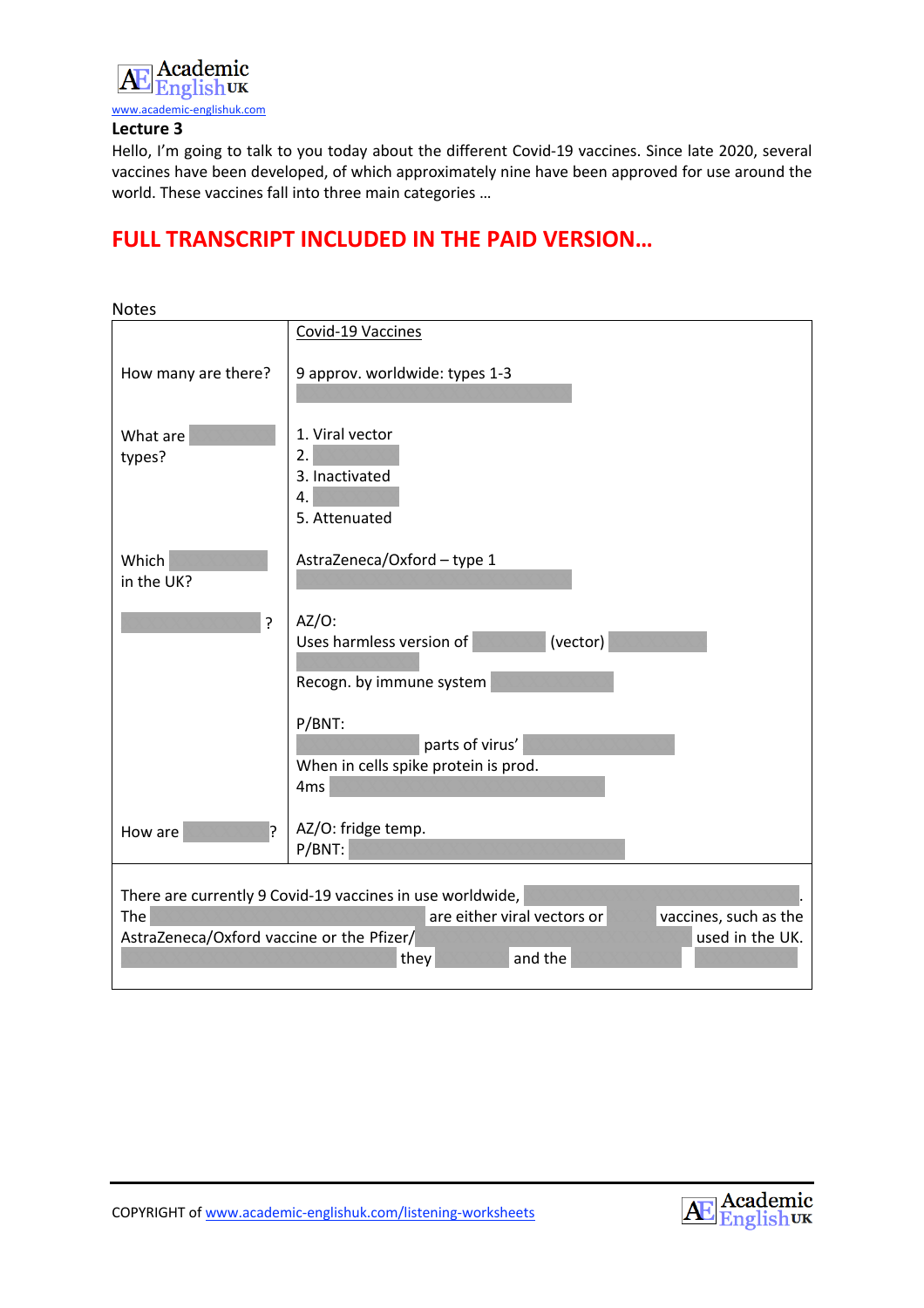www.academic-englishuk.com

**Lecture 3**

Hello, I'm going to talk to you today about the different Covid-19 vaccines. Since late 2020, several vaccines have been developed, of which approximately nine have been approved for use around the world. These vaccines fall into three main categories …

## FULL TRANSCRIPT INCLUDED IN THE PAID VERSION…

Notes

| | Covid-19 Vaccines |
|---|---|
| How many are there? | 9 approv. worldwide: types 1-3 ______ |
| What are ______ types? | 1. Viral vector<br>2. ______<br>3. Inactivated<br>4. ______<br>5. Attenuated |
| Which ______ in the UK? | AstraZeneca/Oxford – type 1<br>______ |
| ______? | AZ/O:<br>Uses harmless version of ______ (vector) ______ ______<br>Recogn. by immune system ______<br><br>P/BNT:<br>______ parts of virus' ______<br>When in cells spike protein is prod.<br>4ms ______ |
| How are ______? | AZ/O: fridge temp.<br>P/BNT: ______ |

There are currently 9 Covid-19 vaccines in use worldwide, ______. The ______ are either viral vectors or ______ vaccines, such as the AstraZeneca/Oxford vaccine or the Pfizer/ ______ used in the UK. ______ they ______ and the ______ ______

COPYRIGHT of www.academic-englishuk.com/listening-worksheets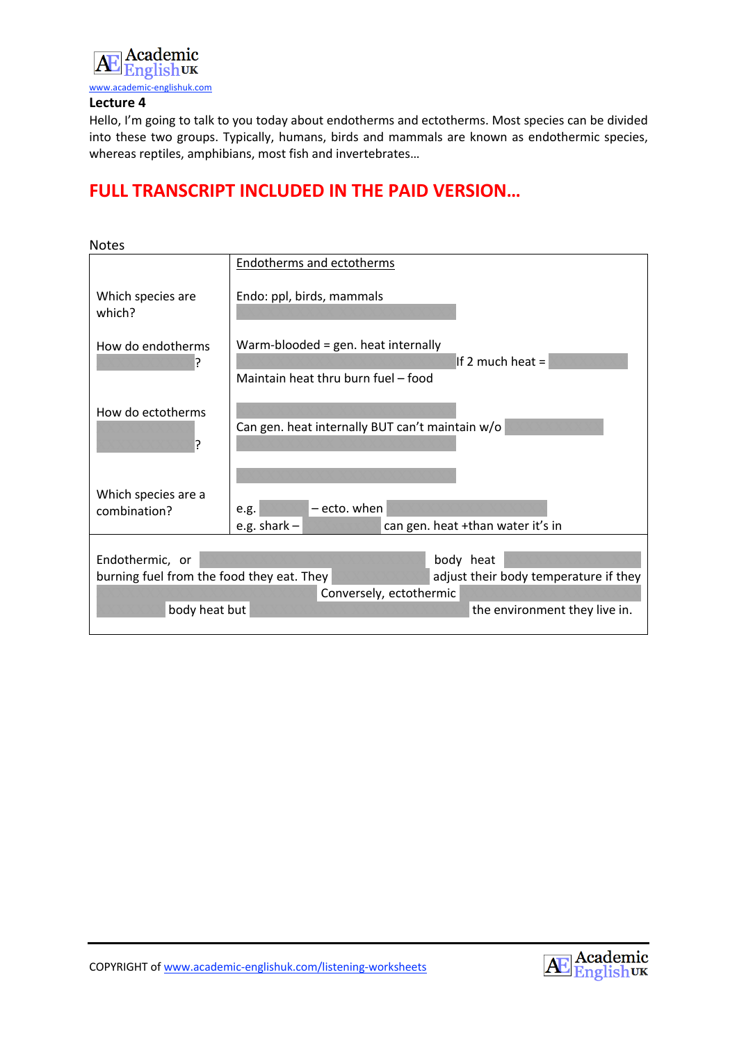www.academic-englishuk.com

**Lecture 4**

Hello, I'm going to talk to you today about endotherms and ectotherms. Most species can be divided into these two groups. Typically, humans, birds and mammals are known as endothermic species, whereas reptiles, amphibians, most fish and invertebrates…

## FULL TRANSCRIPT INCLUDED IN THE PAID VERSION…

Notes

| | Endotherms and ectotherms |
|---|---|
| Which species are which? | Endo: ppl, birds, mammals |
| How do endotherms ? | Warm-blooded = gen. heat internally If 2 much heat = Maintain heat thru burn fuel – food |
| How do ectotherms ? | Can gen. heat internally BUT can't maintain w/o |
| Which species are a combination? | e.g. – ecto. when e.g. shark – can gen. heat +than water it's in |

Endothermic, or body heat burning fuel from the food they eat. They adjust their body temperature if they Conversely, ectothermic body heat but the environment they live in.

COPYRIGHT of www.academic-englishuk.com/listening-worksheets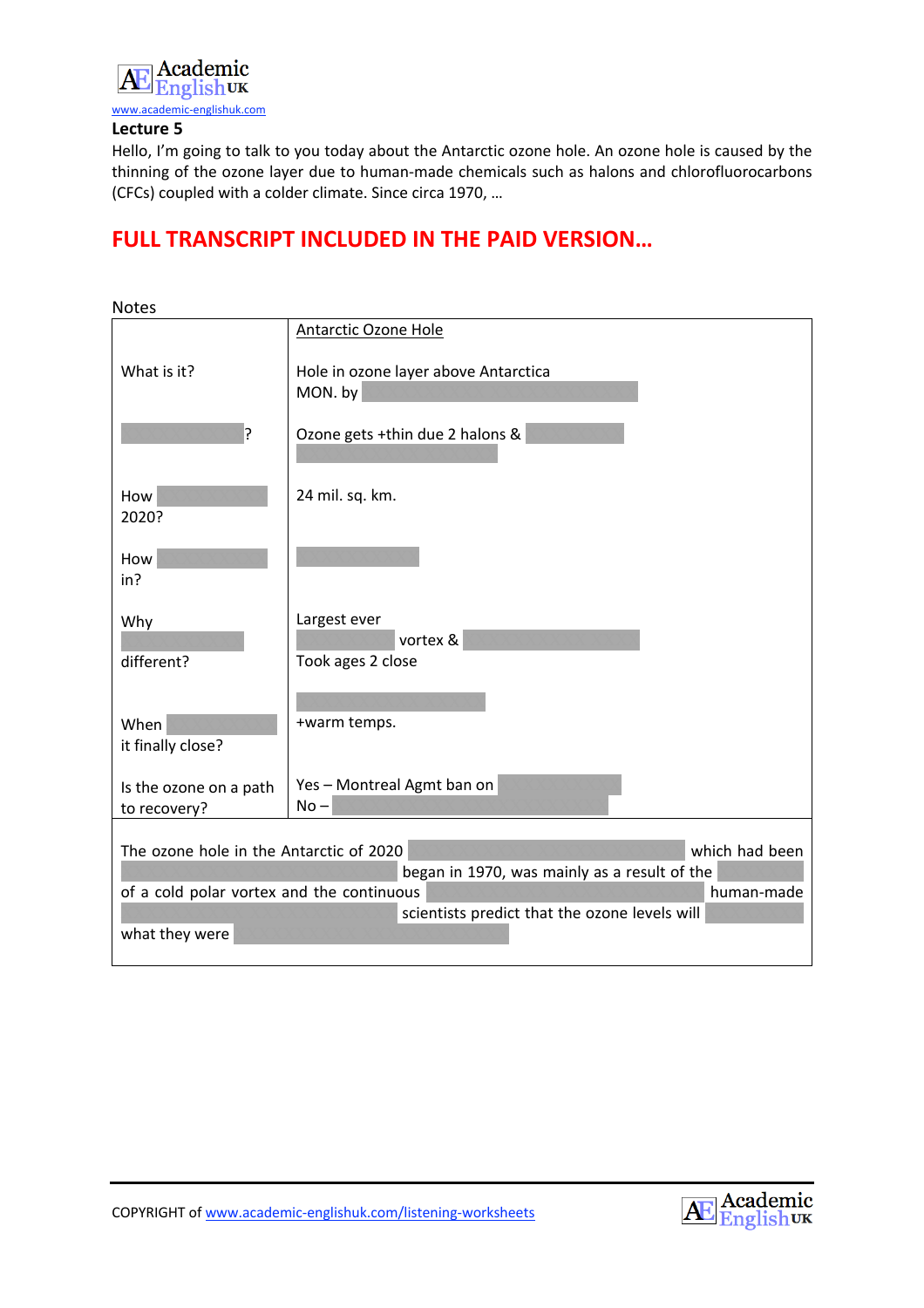www.academic-englishuk.com

**Lecture 5**

Hello, I'm going to talk to you today about the Antarctic ozone hole. An ozone hole is caused by the thinning of the ozone layer due to human-made chemicals such as halons and chlorofluorocarbons (CFCs) coupled with a colder climate. Since circa 1970, …

## FULL TRANSCRIPT INCLUDED IN THE PAID VERSION…

Notes

| | |
|---|---|
| | Antarctic Ozone Hole |
| What is it? | Hole in ozone layer above Antarctica<br>MON. by |
| ? | Ozone gets +thin due 2 halons & |
| How<br>2020? | 24 mil. sq. km. |
| How<br>in? | |
| Why<br><br>different? | Largest ever<br>vortex &<br>Took ages 2 close |
| When<br>it finally close? | <br>+warm temps. |
| Is the ozone on a path to recovery? | Yes – Montreal Agmt ban on<br>No – |

The ozone hole in the Antarctic of 2020 which had been began in 1970, was mainly as a result of the of a cold polar vortex and the continuous human-made scientists predict that the ozone levels will what they were

COPYRIGHT of www.academic-englishuk.com/listening-worksheets